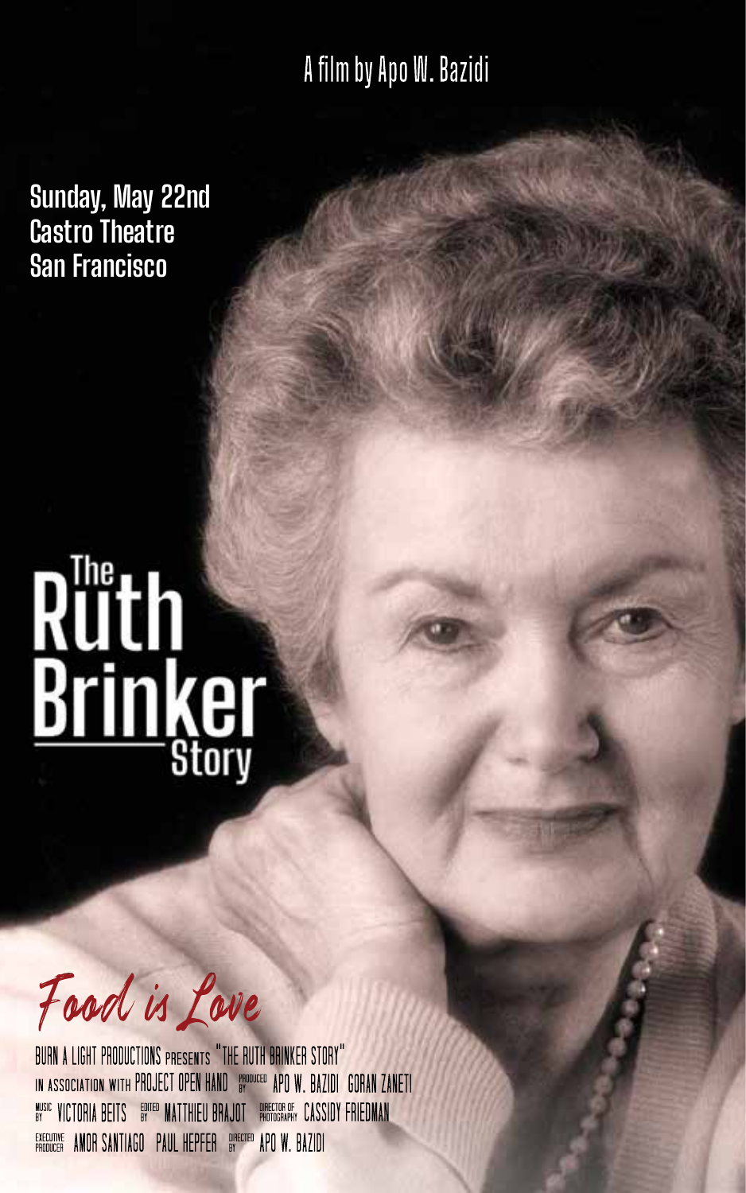A film by Apo W. Bazidi

**Sunday, May 22nd**
**Castro Theatre**
**San Francisco**

# The Ruth Brinker Story

*Food is Love*

BURN A LIGHT PRODUCTIONS PRESENTS "THE RUTH BRINKER STORY"
IN ASSOCIATION WITH PROJECT OPEN HAND PRODUCED BY APO W. BAZIDI GORAN ZANETI
MUSIC BY VICTORIA BEITS EDITED BY MATTHIEU BRAJOT DIRECTOR OF PHOTOGRAPHY CASSIDY FRIEDMAN
EXECUTIVE PRODUCER AMOR SANTIAGO PAUL HEPFER DIRECTED BY APO W. BAZIDI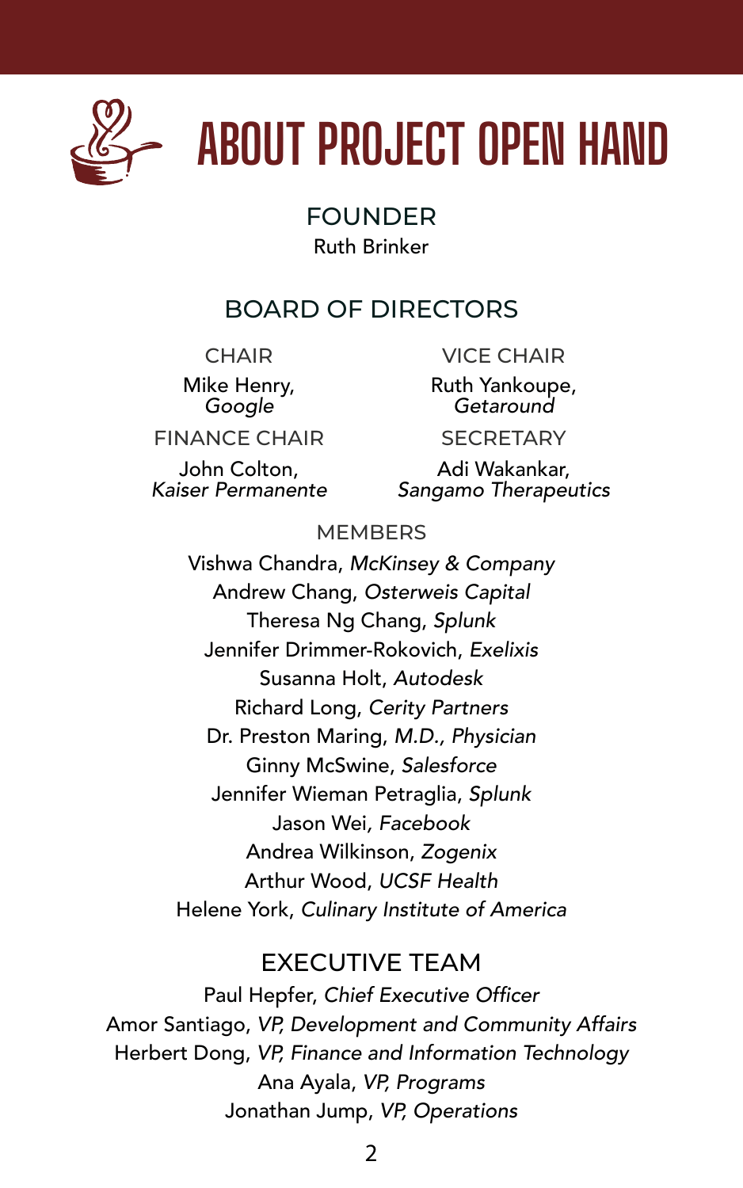# ABOUT PROJECT OPEN HAND

## FOUNDER

Ruth Brinker

## BOARD OF DIRECTORS

### CHAIR

Mike Henry, *Google*

### VICE CHAIR

Ruth Yankoupe, *Getaround*

### FINANCE CHAIR

John Colton, *Kaiser Permanente*

### SECRETARY

Adi Wakankar, *Sangamo Therapeutics*

### MEMBERS

Vishwa Chandra, *McKinsey & Company*
Andrew Chang, *Osterweis Capital*
Theresa Ng Chang, *Splunk*
Jennifer Drimmer-Rokovich, *Exelixis*
Susanna Holt, *Autodesk*
Richard Long, *Cerity Partners*
Dr. Preston Maring, *M.D., Physician*
Ginny McSwine, *Salesforce*
Jennifer Wieman Petraglia, *Splunk*
Jason Wei, *Facebook*
Andrea Wilkinson, *Zogenix*
Arthur Wood, *UCSF Health*
Helene York, *Culinary Institute of America*

## EXECUTIVE TEAM

Paul Hepfer, *Chief Executive Officer*
Amor Santiago, *VP, Development and Community Affairs*
Herbert Dong, *VP, Finance and Information Technology*
Ana Ayala, *VP, Programs*
Jonathan Jump, *VP, Operations*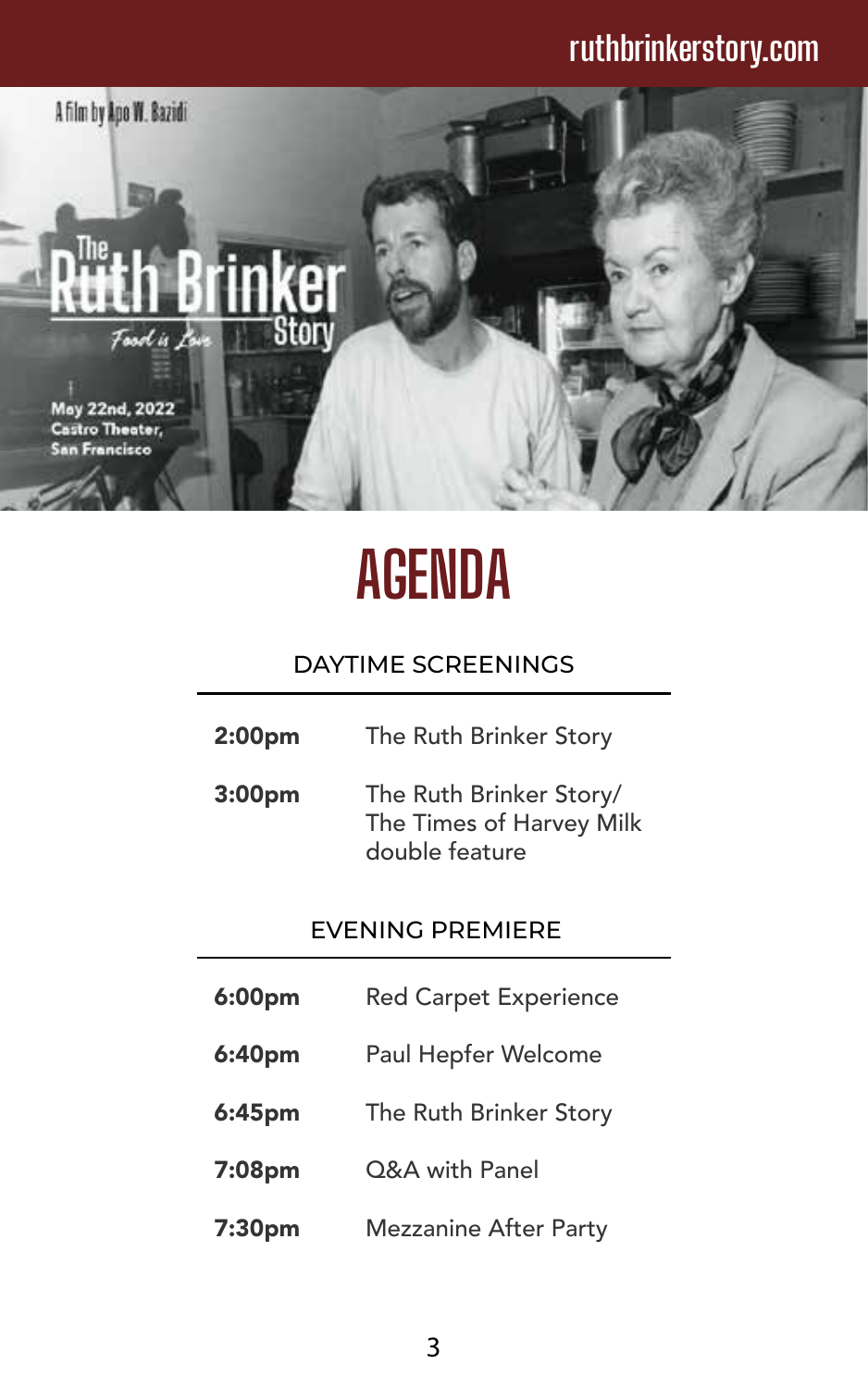ruthbrinkerstory.com

A Film by Apo W. Bazidi

The Ruth Brinker Story

Food is Love

May 22nd, 2022
Castro Theater,
San Francisco

# AGENDA

## DAYTIME SCREENINGS

| | |
|---|---|
| **2:00pm** | The Ruth Brinker Story |
| **3:00pm** | The Ruth Brinker Story/ The Times of Harvey Milk double feature |

## EVENING PREMIERE

| | |
|---|---|
| **6:00pm** | Red Carpet Experience |
| **6:40pm** | Paul Hepfer Welcome |
| **6:45pm** | The Ruth Brinker Story |
| **7:08pm** | Q&A with Panel |
| **7:30pm** | Mezzanine After Party |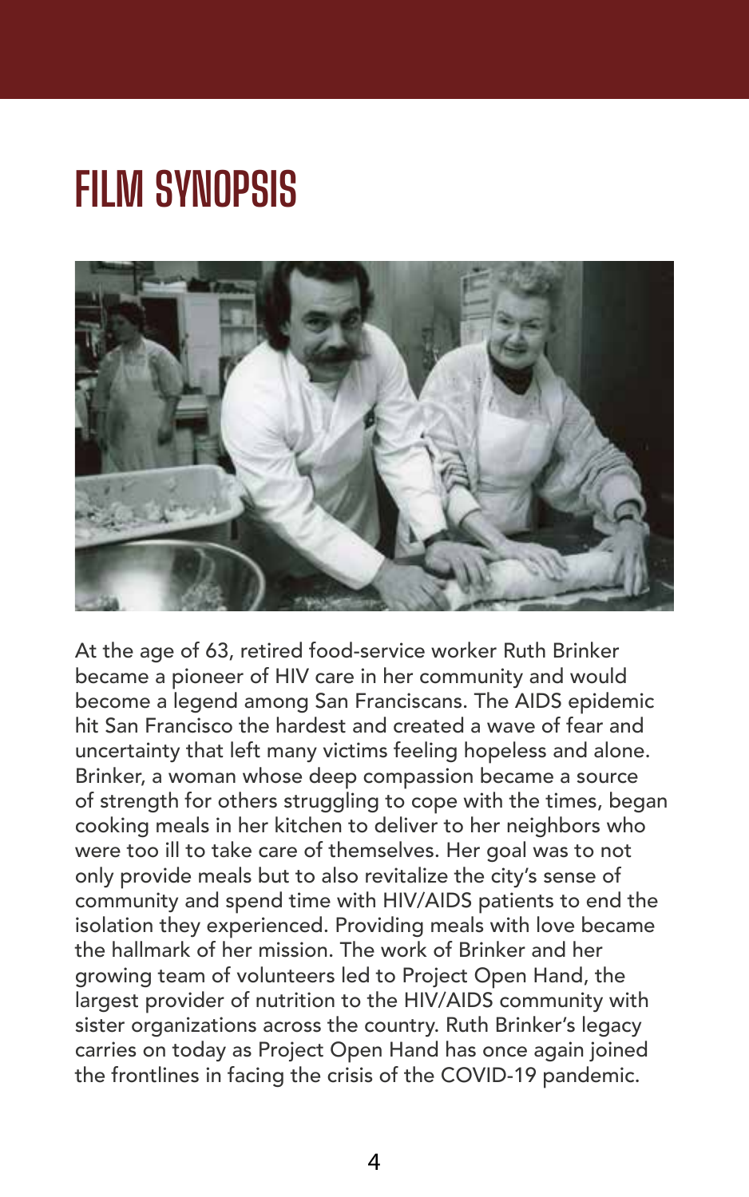# FILM SYNOPSIS

At the age of 63, retired food-service worker Ruth Brinker became a pioneer of HIV care in her community and would become a legend among San Franciscans. The AIDS epidemic hit San Francisco the hardest and created a wave of fear and uncertainty that left many victims feeling hopeless and alone. Brinker, a woman whose deep compassion became a source of strength for others struggling to cope with the times, began cooking meals in her kitchen to deliver to her neighbors who were too ill to take care of themselves. Her goal was to not only provide meals but to also revitalize the city's sense of community and spend time with HIV/AIDS patients to end the isolation they experienced. Providing meals with love became the hallmark of her mission. The work of Brinker and her growing team of volunteers led to Project Open Hand, the largest provider of nutrition to the HIV/AIDS community with sister organizations across the country. Ruth Brinker's legacy carries on today as Project Open Hand has once again joined the frontlines in facing the crisis of the COVID-19 pandemic.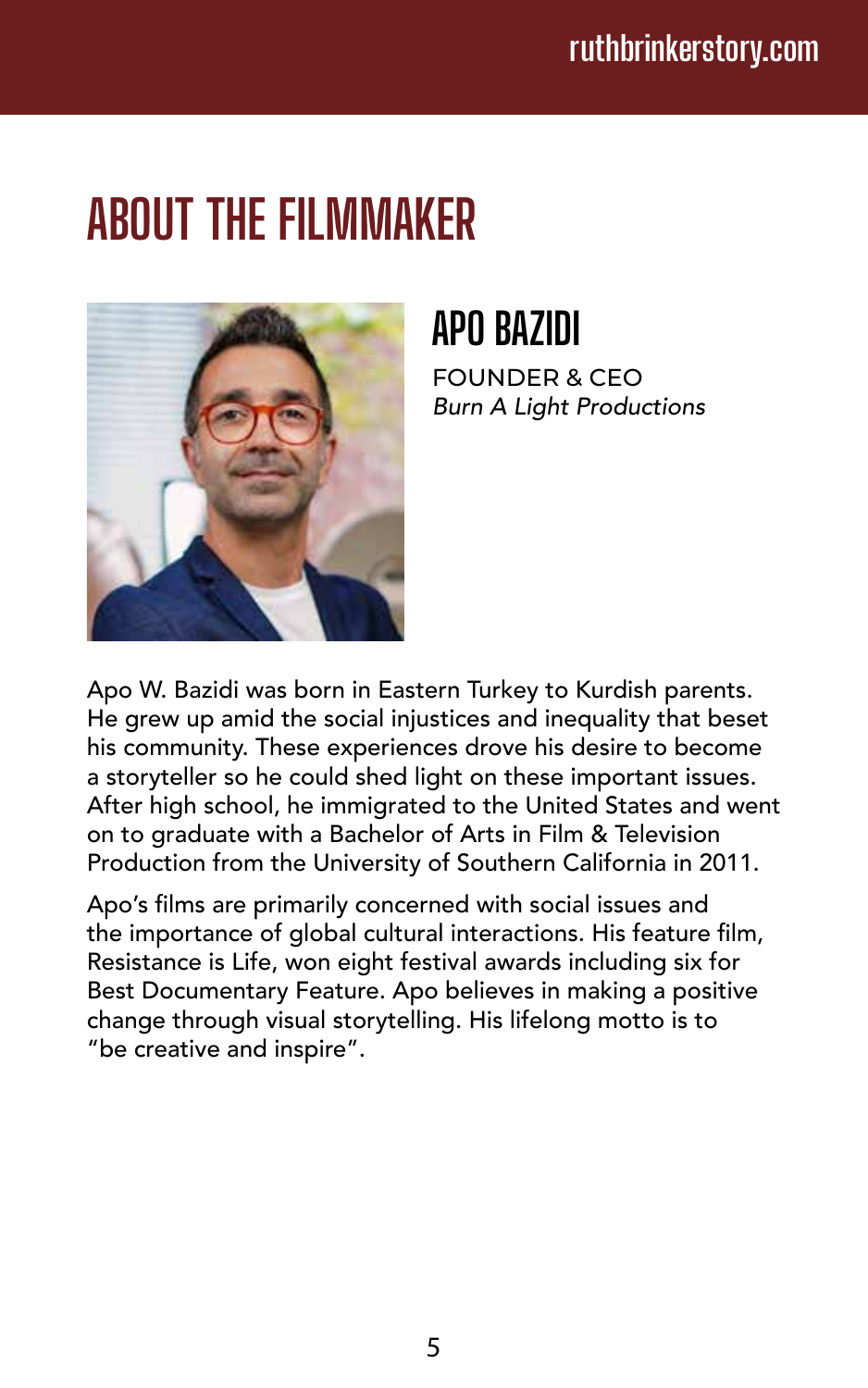# ABOUT THE FILMMAKER

## APO BAZIDI

FOUNDER & CEO
*Burn A Light Productions*

Apo W. Bazidi was born in Eastern Turkey to Kurdish parents. He grew up amid the social injustices and inequality that beset his community. These experiences drove his desire to become a storyteller so he could shed light on these important issues. After high school, he immigrated to the United States and went on to graduate with a Bachelor of Arts in Film & Television Production from the University of Southern California in 2011.

Apo's films are primarily concerned with social issues and the importance of global cultural interactions. His feature film, Resistance is Life, won eight festival awards including six for Best Documentary Feature. Apo believes in making a positive change through visual storytelling. His lifelong motto is to "be creative and inspire".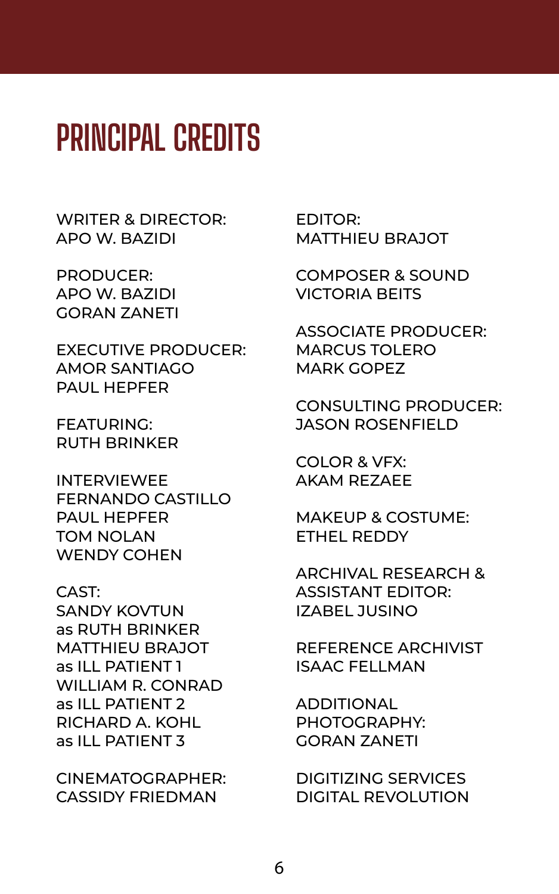# PRINCIPAL CREDITS

WRITER & DIRECTOR:
APO W. BAZIDI

PRODUCER:
APO W. BAZIDI
GORAN ZANETI

EXECUTIVE PRODUCER:
AMOR SANTIAGO
PAUL HEPFER

FEATURING:
RUTH BRINKER

INTERVIEWEE
FERNANDO CASTILLO
PAUL HEPFER
TOM NOLAN
WENDY COHEN

CAST:
SANDY KOVTUN
as RUTH BRINKER
MATTHIEU BRAJOT
as ILL PATIENT 1
WILLIAM R. CONRAD
as ILL PATIENT 2
RICHARD A. KOHL
as ILL PATIENT 3

CINEMATOGRAPHER:
CASSIDY FRIEDMAN

EDITOR:
MATTHIEU BRAJOT

COMPOSER & SOUND
VICTORIA BEITS

ASSOCIATE PRODUCER:
MARCUS TOLERO
MARK GOPEZ

CONSULTING PRODUCER:
JASON ROSENFIELD

COLOR & VFX:
AKAM REZAEE

MAKEUP & COSTUME:
ETHEL REDDY

ARCHIVAL RESEARCH &
ASSISTANT EDITOR:
IZABEL JUSINO

REFERENCE ARCHIVIST
ISAAC FELLMAN

ADDITIONAL
PHOTOGRAPHY:
GORAN ZANETI

DIGITIZING SERVICES
DIGITAL REVOLUTION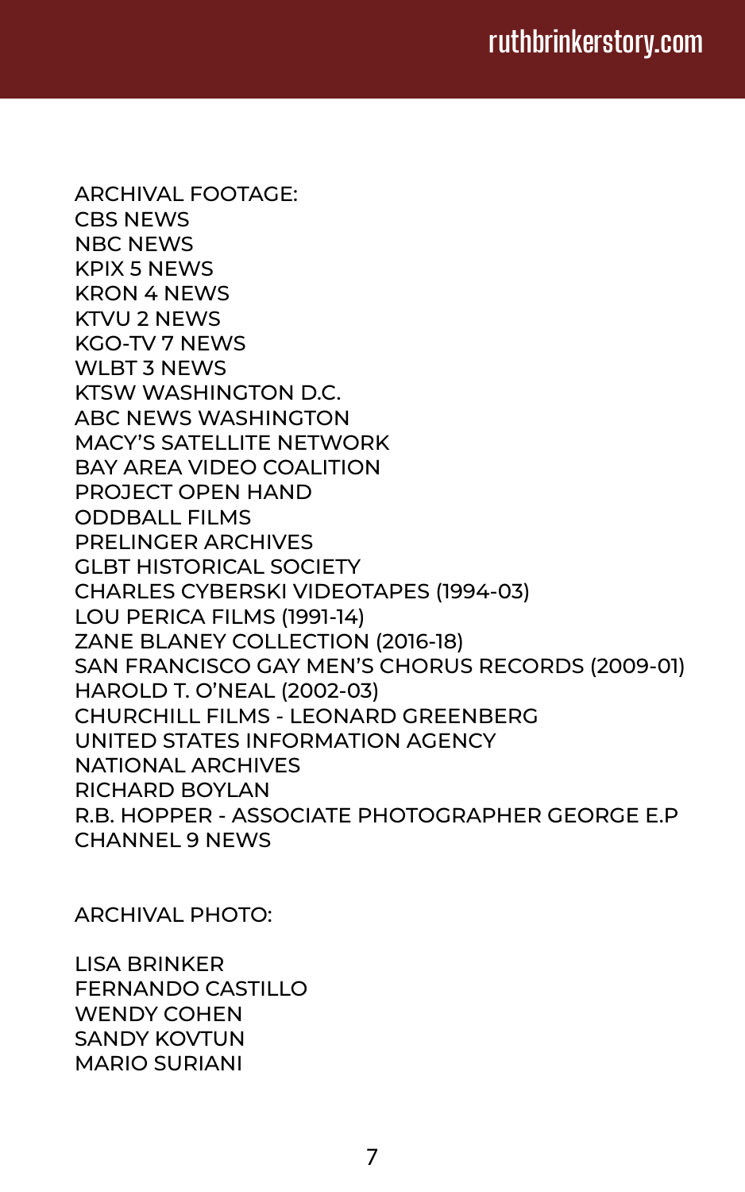ARCHIVAL FOOTAGE:
CBS NEWS
NBC NEWS
KPIX 5 NEWS
KRON 4 NEWS
KTVU 2 NEWS
KGO-TV 7 NEWS
WLBT 3 NEWS
KTSW WASHINGTON D.C.
ABC NEWS WASHINGTON
MACY'S SATELLITE NETWORK
BAY AREA VIDEO COALITION
PROJECT OPEN HAND
ODDBALL FILMS
PRELINGER ARCHIVES
GLBT HISTORICAL SOCIETY
CHARLES CYBERSKI VIDEOTAPES (1994-03)
LOU PERICA FILMS (1991-14)
ZANE BLANEY COLLECTION (2016-18)
SAN FRANCISCO GAY MEN'S CHORUS RECORDS (2009-01)
HAROLD T. O'NEAL (2002-03)
CHURCHILL FILMS - LEONARD GREENBERG
UNITED STATES INFORMATION AGENCY
NATIONAL ARCHIVES
RICHARD BOYLAN
R.B. HOPPER - ASSOCIATE PHOTOGRAPHER GEORGE E.P
CHANNEL 9 NEWS

ARCHIVAL PHOTO:

LISA BRINKER
FERNANDO CASTILLO
WENDY COHEN
SANDY KOVTUN
MARIO SURIANI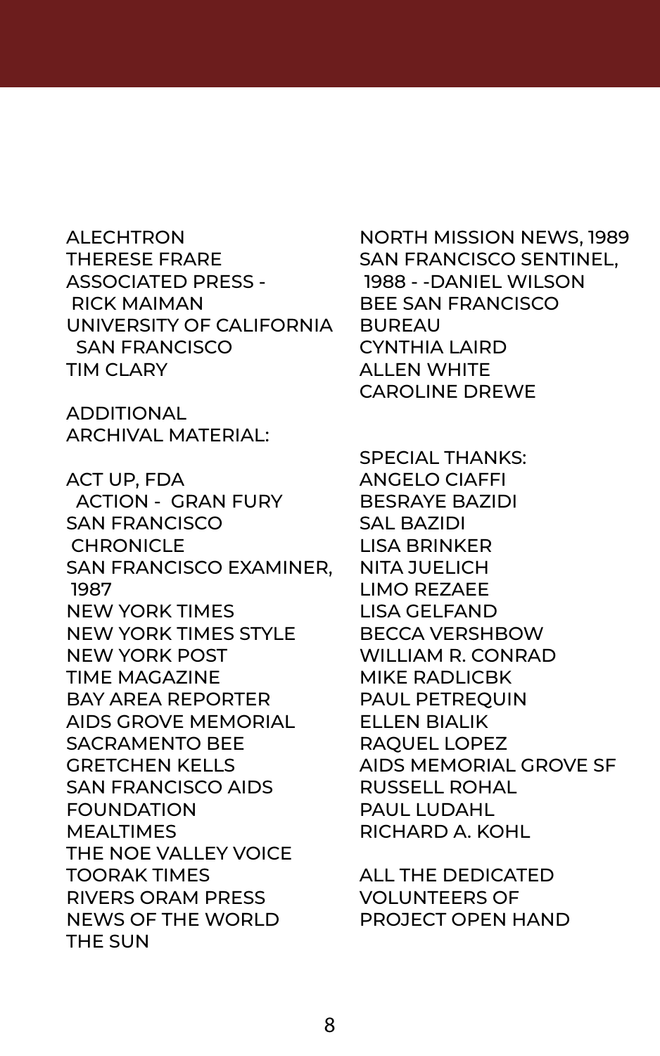ALECHTRON
THERESE FRARE
ASSOCIATED PRESS -
RICK MAIMAN
UNIVERSITY OF CALIFORNIA
SAN FRANCISCO
TIM CLARY

ADDITIONAL
ARCHIVAL MATERIAL:

ACT UP, FDA
ACTION - GRAN FURY
SAN FRANCISCO
CHRONICLE
SAN FRANCISCO EXAMINER,
1987
NEW YORK TIMES
NEW YORK TIMES STYLE
NEW YORK POST
TIME MAGAZINE
BAY AREA REPORTER
AIDS GROVE MEMORIAL
SACRAMENTO BEE
GRETCHEN KELLS
SAN FRANCISCO AIDS
FOUNDATION
MEALTIMES
THE NOE VALLEY VOICE
TOORAK TIMES
RIVERS ORAM PRESS
NEWS OF THE WORLD
THE SUN

NORTH MISSION NEWS, 1989
SAN FRANCISCO SENTINEL,
1988 - -DANIEL WILSON
BEE SAN FRANCISCO
BUREAU
CYNTHIA LAIRD
ALLEN WHITE
CAROLINE DREWE

SPECIAL THANKS:
ANGELO CIAFFI
BESRAYE BAZIDI
SAL BAZIDI
LISA BRINKER
NITA JUELICH
LIMO REZAEE
LISA GELFAND
BECCA VERSHBOW
WILLIAM R. CONRAD
MIKE RADLICBK
PAUL PETREQUIN
ELLEN BIALIK
RAQUEL LOPEZ
AIDS MEMORIAL GROVE SF
RUSSELL ROHAL
PAUL LUDAHL
RICHARD A. KOHL

ALL THE DEDICATED
VOLUNTEERS OF
PROJECT OPEN HAND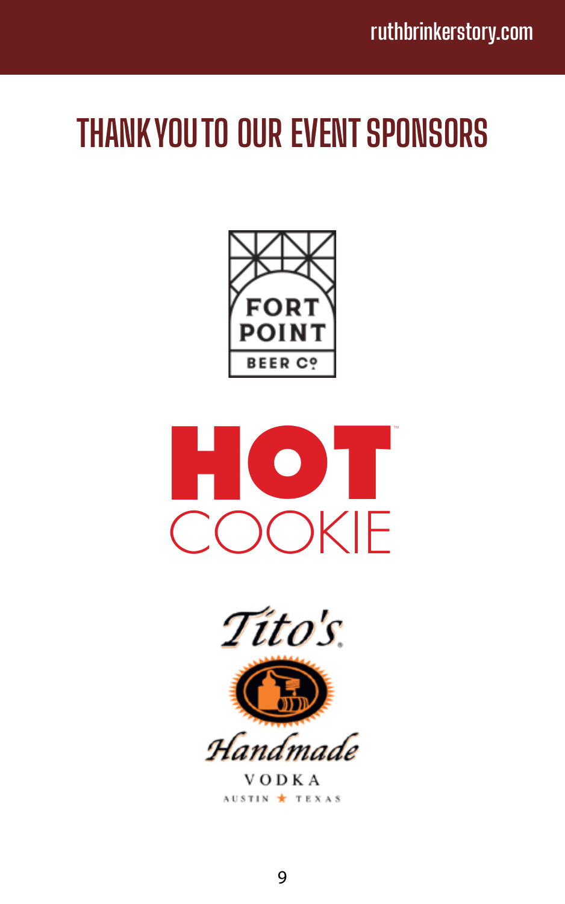# THANK YOU TO OUR EVENT SPONSORS

FORT POINT BEER Co

HOT COOKIE

Tito's Handmade VODKA AUSTIN TEXAS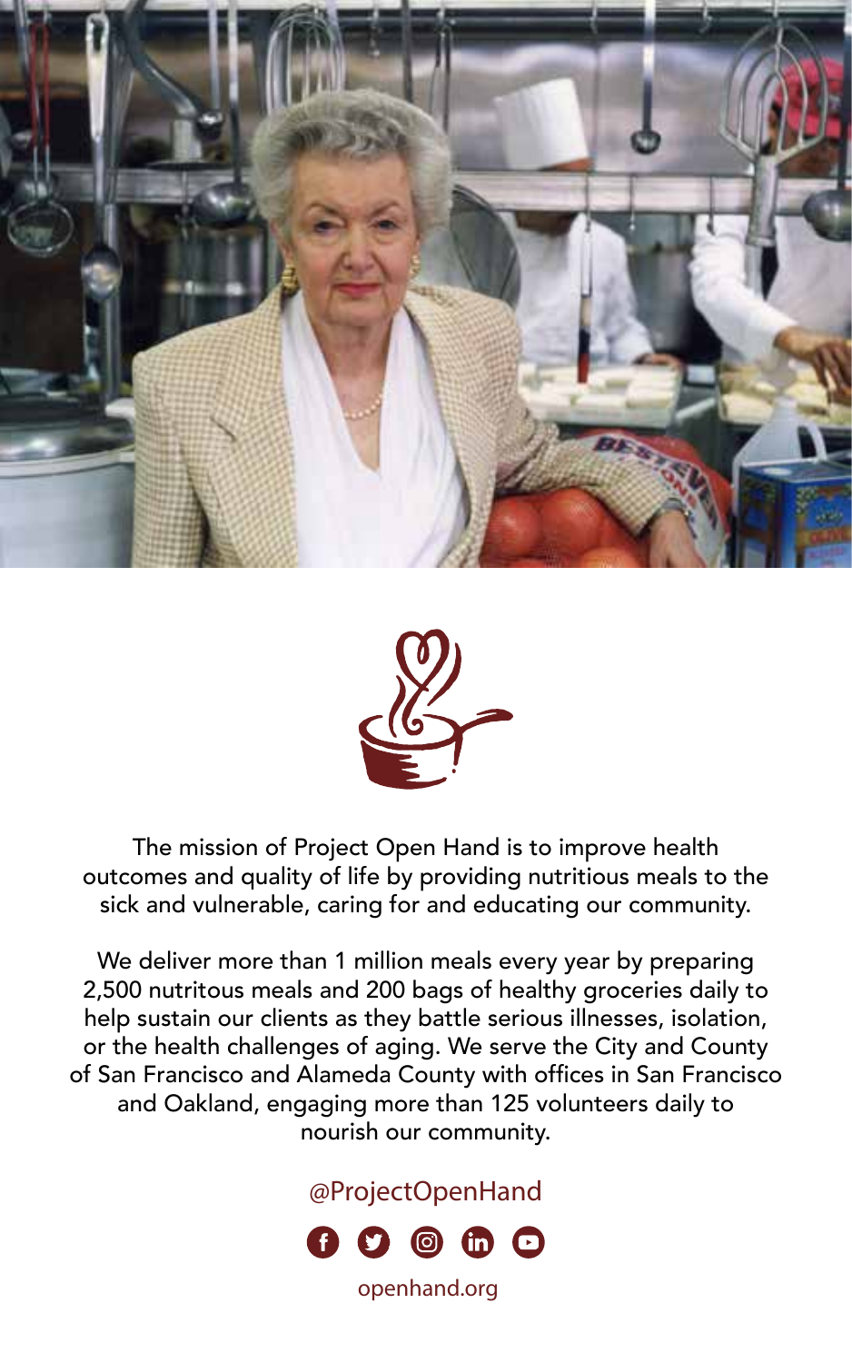The mission of Project Open Hand is to improve health outcomes and quality of life by providing nutritious meals to the sick and vulnerable, caring for and educating our community.

We deliver more than 1 million meals every year by preparing 2,500 nutritous meals and 200 bags of healthy groceries daily to help sustain our clients as they battle serious illnesses, isolation, or the health challenges of aging. We serve the City and County of San Francisco and Alameda County with offices in San Francisco and Oakland, engaging more than 125 volunteers daily to nourish our community.

@ProjectOpenHand

openhand.org